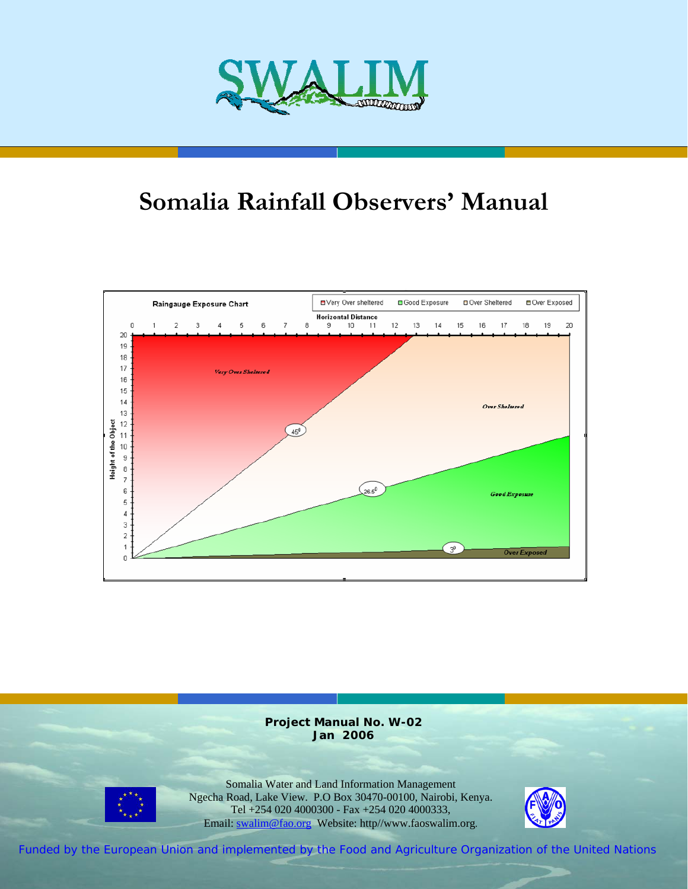SWALIM

# Somalia Rainfall Observers' Manual

**Project Manual No. W-02**
**Jan 2006**

Somalia Water and Land Information Management
Ngecha Road, Lake View. P.O Box 30470-00100, Nairobi, Kenya.
Tel +254 020 4000300 - Fax +254 020 4000333,
Email: swalim@fao.org Website: http//www.faoswalim.org.

Funded by the European Union and implemented by the Food and Agriculture Organization of the United Nations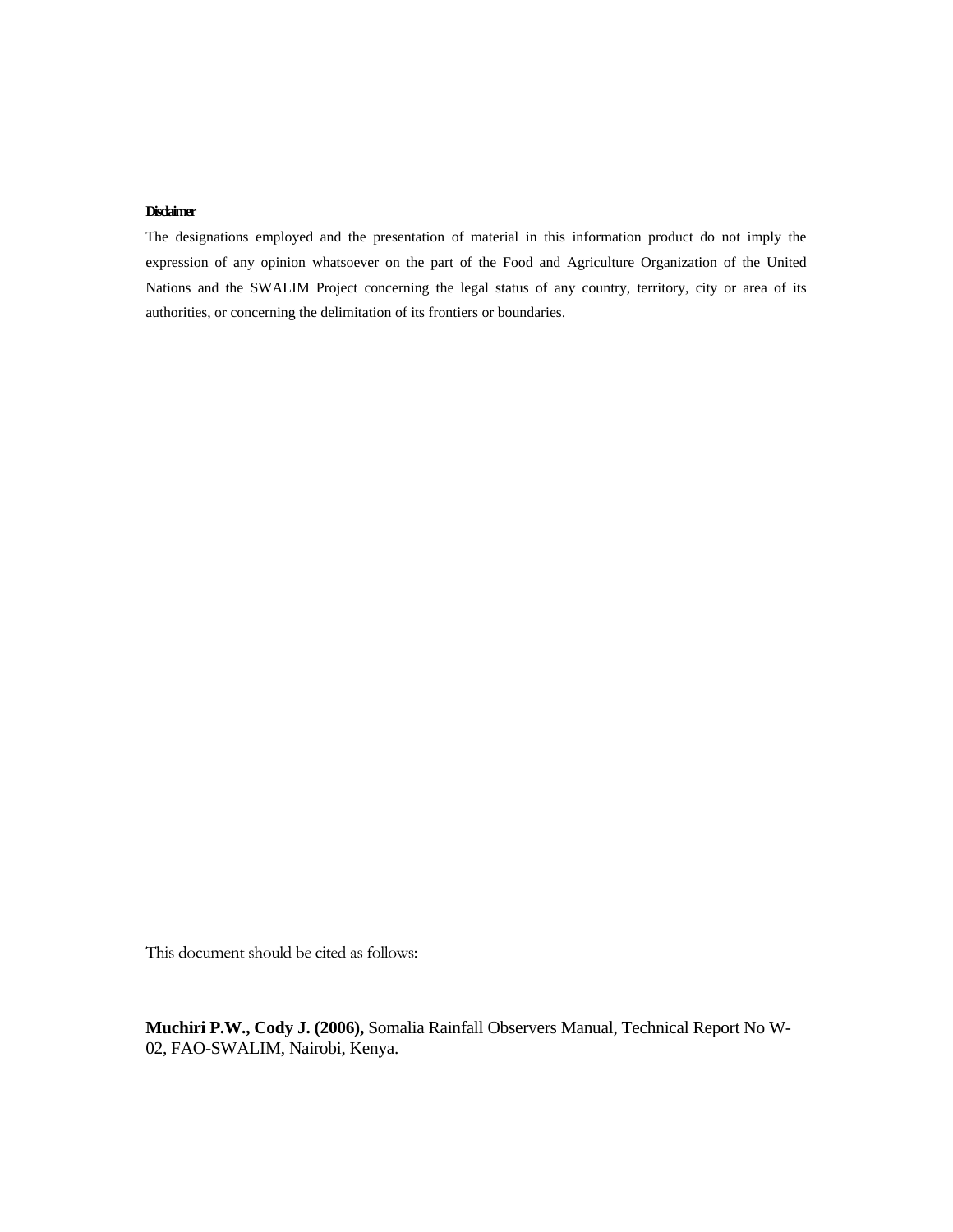**Disclaimer**

The designations employed and the presentation of material in this information product do not imply the expression of any opinion whatsoever on the part of the Food and Agriculture Organization of the United Nations and the SWALIM Project concerning the legal status of any country, territory, city or area of its authorities, or concerning the delimitation of its frontiers or boundaries.

This document should be cited as follows:

**Muchiri P.W., Cody J. (2006),** Somalia Rainfall Observers Manual, Technical Report No W-02, FAO-SWALIM, Nairobi, Kenya.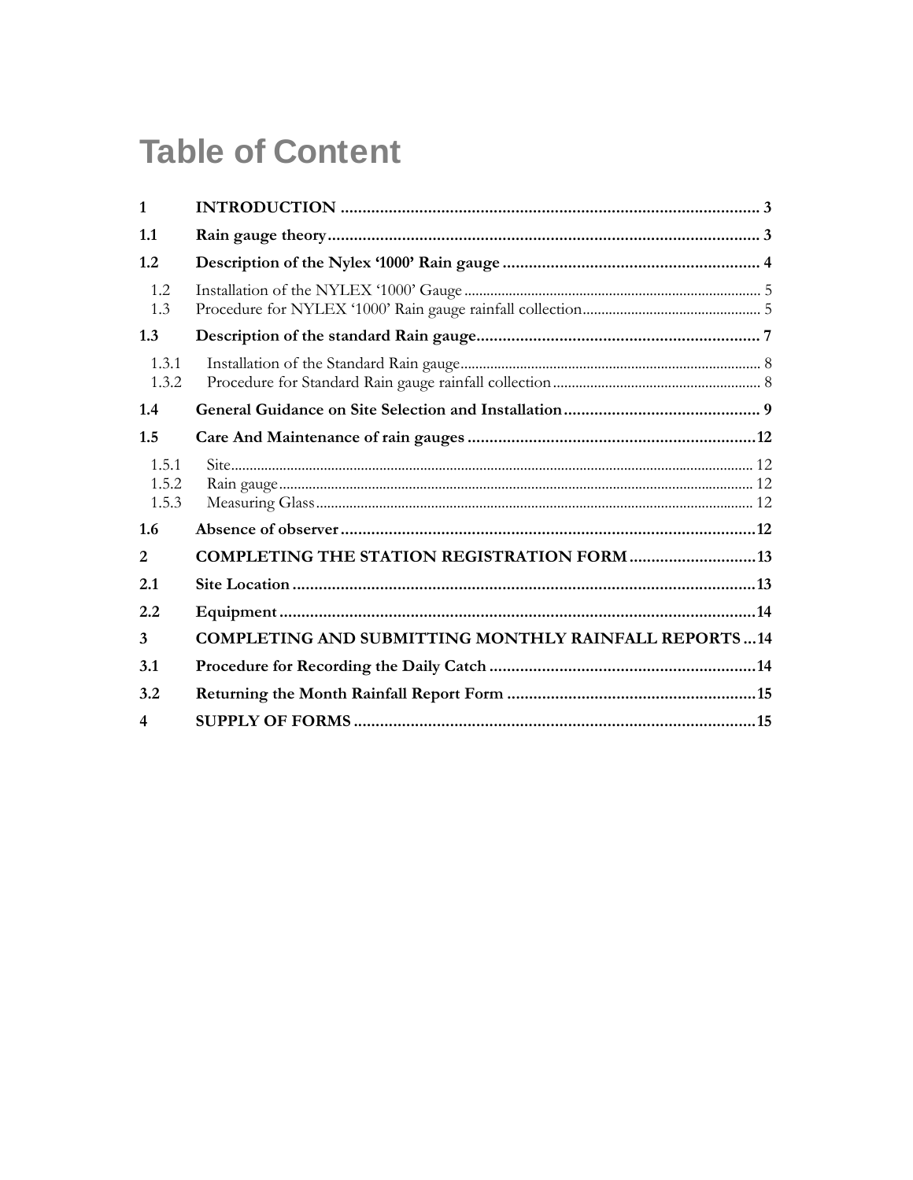# Table of Content

| | | |
|---|---|---|
| **1** | **INTRODUCTION** | **3** |
| **1.1** | **Rain gauge theory** | **3** |
| **1.2** | **Description of the Nylex '1000' Rain gauge** | **4** |
| 1.2 | Installation of the NYLEX '1000' Gauge | 5 |
| 1.3 | Procedure for NYLEX '1000' Rain gauge rainfall collection | 5 |
| **1.3** | **Description of the standard Rain gauge** | **7** |
| 1.3.1 | Installation of the Standard Rain gauge | 8 |
| 1.3.2 | Procedure for Standard Rain gauge rainfall collection | 8 |
| **1.4** | **General Guidance on Site Selection and Installation** | **9** |
| **1.5** | **Care And Maintenance of rain gauges** | **12** |
| 1.5.1 | Site | 12 |
| 1.5.2 | Rain gauge | 12 |
| 1.5.3 | Measuring Glass | 12 |
| **1.6** | **Absence of observer** | **12** |
| **2** | **COMPLETING THE STATION REGISTRATION FORM** | **13** |
| **2.1** | **Site Location** | **13** |
| **2.2** | **Equipment** | **14** |
| **3** | **COMPLETING AND SUBMITTING MONTHLY RAINFALL REPORTS** | **14** |
| **3.1** | **Procedure for Recording the Daily Catch** | **14** |
| **3.2** | **Returning the Month Rainfall Report Form** | **15** |
| **4** | **SUPPLY OF FORMS** | **15** |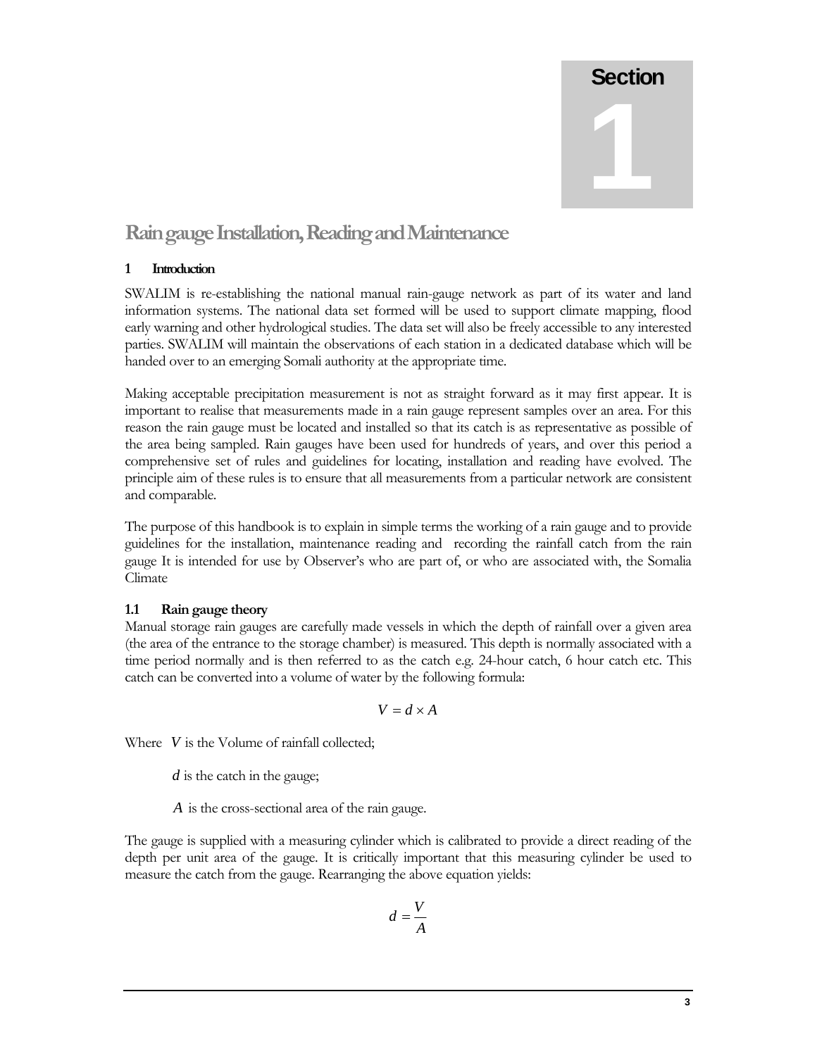Section

1

# Rain gauge Installation, Reading and Maintenance

## 1 Introduction

SWALIM is re-establishing the national manual rain-gauge network as part of its water and land information systems. The national data set formed will be used to support climate mapping, flood early warning and other hydrological studies. The data set will also be freely accessible to any interested parties. SWALIM will maintain the observations of each station in a dedicated database which will be handed over to an emerging Somali authority at the appropriate time.

Making acceptable precipitation measurement is not as straight forward as it may first appear. It is important to realise that measurements made in a rain gauge represent samples over an area. For this reason the rain gauge must be located and installed so that its catch is as representative as possible of the area being sampled. Rain gauges have been used for hundreds of years, and over this period a comprehensive set of rules and guidelines for locating, installation and reading have evolved. The principle aim of these rules is to ensure that all measurements from a particular network are consistent and comparable.

The purpose of this handbook is to explain in simple terms the working of a rain gauge and to provide guidelines for the installation, maintenance reading and recording the rainfall catch from the rain gauge It is intended for use by Observer's who are part of, or who are associated with, the Somalia Climate

### 1.1 Rain gauge theory

Manual storage rain gauges are carefully made vessels in which the depth of rainfall over a given area (the area of the entrance to the storage chamber) is measured. This depth is normally associated with a time period normally and is then referred to as the catch e.g. 24-hour catch, 6 hour catch etc. This catch can be converted into a volume of water by the following formula:

$$V = d \times A$$

Where $V$ is the Volume of rainfall collected;

$d$ is the catch in the gauge;

$A$ is the cross-sectional area of the rain gauge.

The gauge is supplied with a measuring cylinder which is calibrated to provide a direct reading of the depth per unit area of the gauge. It is critically important that this measuring cylinder be used to measure the catch from the gauge. Rearranging the above equation yields:

$$d = \frac{V}{A}$$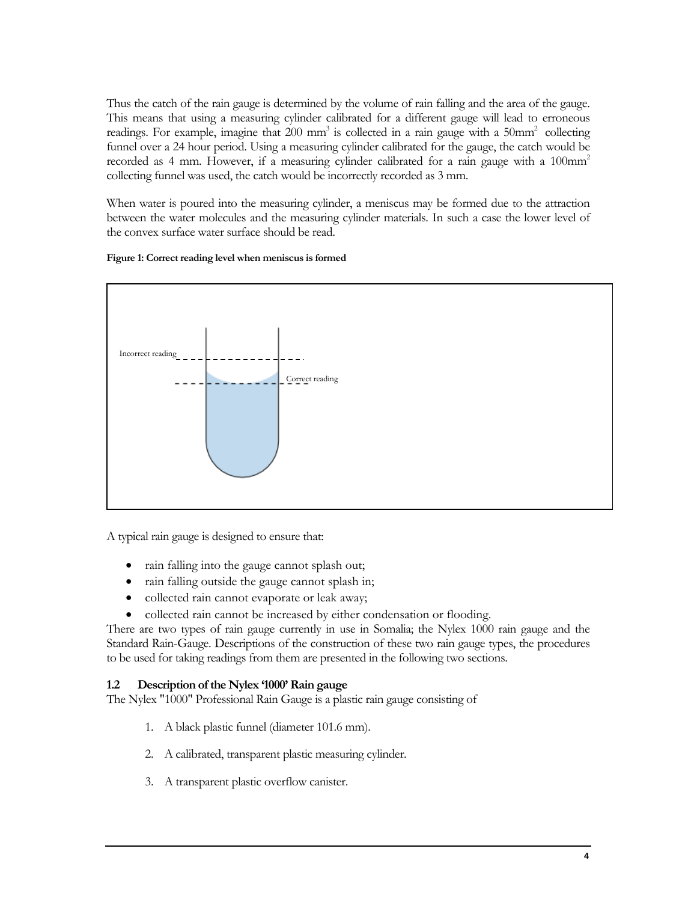Thus the catch of the rain gauge is determined by the volume of rain falling and the area of the gauge. This means that using a measuring cylinder calibrated for a different gauge will lead to erroneous readings. For example, imagine that 200 $mm^3$ is collected in a rain gauge with a 50$mm^2$ collecting funnel over a 24 hour period. Using a measuring cylinder calibrated for the gauge, the catch would be recorded as 4 mm. However, if a measuring cylinder calibrated for a rain gauge with a 100$mm^2$ collecting funnel was used, the catch would be incorrectly recorded as 3 mm.

When water is poured into the measuring cylinder, a meniscus may be formed due to the attraction between the water molecules and the measuring cylinder materials. In such a case the lower level of the convex surface water surface should be read.

**Figure 1: Correct reading level when meniscus is formed**

Incorrect reading

Correct reading

A typical rain gauge is designed to ensure that:

- rain falling into the gauge cannot splash out;
- rain falling outside the gauge cannot splash in;
- collected rain cannot evaporate or leak away;
- collected rain cannot be increased by either condensation or flooding.

There are two types of rain gauge currently in use in Somalia; the Nylex 1000 rain gauge and the Standard Rain-Gauge. Descriptions of the construction of these two rain gauge types, the procedures to be used for taking readings from them are presented in the following two sections.

### 1.2 Description of the Nylex '1000' Rain gauge

The Nylex "1000" Professional Rain Gauge is a plastic rain gauge consisting of

1. A black plastic funnel (diameter 101.6 mm).
2. A calibrated, transparent plastic measuring cylinder.
3. A transparent plastic overflow canister.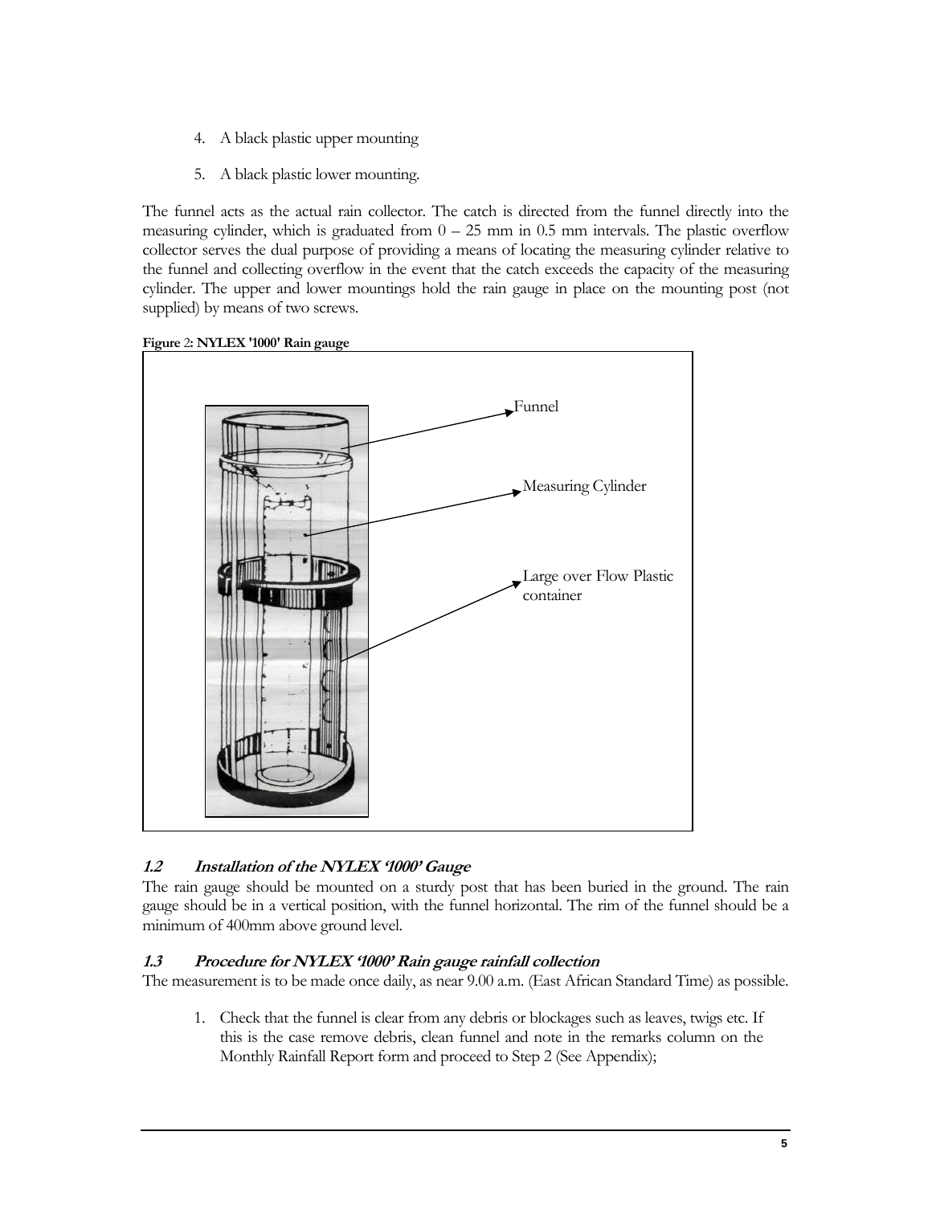4. A black plastic upper mounting
5. A black plastic lower mounting.

The funnel acts as the actual rain collector. The catch is directed from the funnel directly into the measuring cylinder, which is graduated from 0 – 25 mm in 0.5 mm intervals. The plastic overflow collector serves the dual purpose of providing a means of locating the measuring cylinder relative to the funnel and collecting overflow in the event that the catch exceeds the capacity of the measuring cylinder. The upper and lower mountings hold the rain gauge in place on the mounting post (not supplied) by means of two screws.

**Figure 2: NYLEX '1000' Rain gauge**

Funnel

Measuring Cylinder

Large over Flow Plastic container

### *1.2 Installation of the NYLEX '1000' Gauge*

The rain gauge should be mounted on a sturdy post that has been buried in the ground. The rain gauge should be in a vertical position, with the funnel horizontal. The rim of the funnel should be a minimum of 400mm above ground level.

### *1.3 Procedure for NYLEX '1000' Rain gauge rainfall collection*

The measurement is to be made once daily, as near 9.00 a.m. (East African Standard Time) as possible.

1. Check that the funnel is clear from any debris or blockages such as leaves, twigs etc. If this is the case remove debris, clean funnel and note in the remarks column on the Monthly Rainfall Report form and proceed to Step 2 (See Appendix);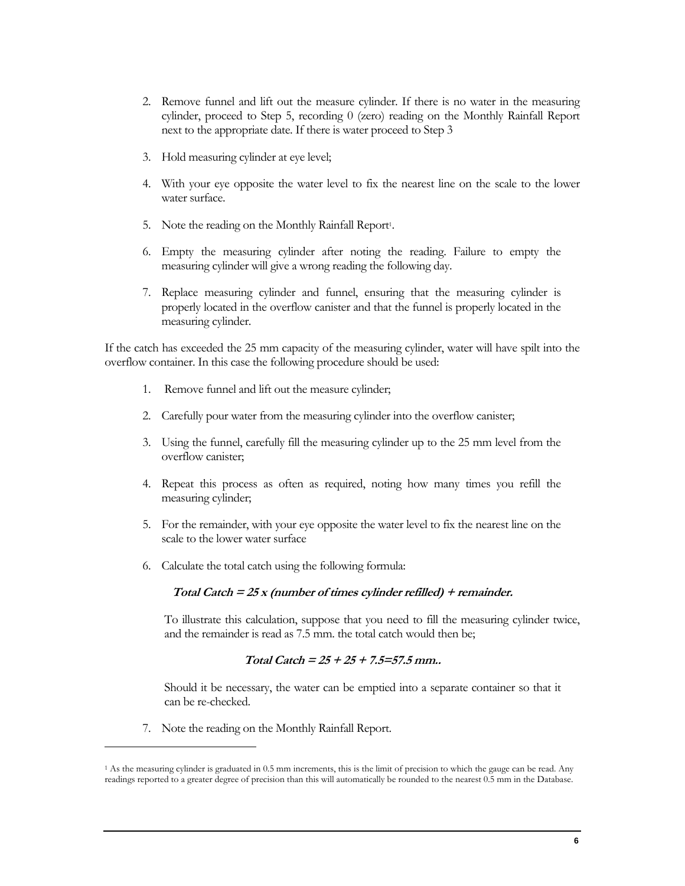2. Remove funnel and lift out the measure cylinder. If there is no water in the measuring cylinder, proceed to Step 5, recording 0 (zero) reading on the Monthly Rainfall Report next to the appropriate date. If there is water proceed to Step 3

3. Hold measuring cylinder at eye level;

4. With your eye opposite the water level to fix the nearest line on the scale to the lower water surface.

5. Note the reading on the Monthly Rainfall Report[1].

6. Empty the measuring cylinder after noting the reading. Failure to empty the measuring cylinder will give a wrong reading the following day.

7. Replace measuring cylinder and funnel, ensuring that the measuring cylinder is properly located in the overflow canister and that the funnel is properly located in the measuring cylinder.

If the catch has exceeded the 25 mm capacity of the measuring cylinder, water will have spilt into the overflow container. In this case the following procedure should be used:

1. Remove funnel and lift out the measure cylinder;

2. Carefully pour water from the measuring cylinder into the overflow canister;

3. Using the funnel, carefully fill the measuring cylinder up to the 25 mm level from the overflow canister;

4. Repeat this process as often as required, noting how many times you refill the measuring cylinder;

5. For the remainder, with your eye opposite the water level to fix the nearest line on the scale to the lower water surface

6. Calculate the total catch using the following formula:

   ***Total Catch = 25 x (number of times cylinder refilled) + remainder.***

   To illustrate this calculation, suppose that you need to fill the measuring cylinder twice, and the remainder is read as 7.5 mm. the total catch would then be;

   ***Total Catch = 25 + 25 + 7.5=57.5 mm..***

   Should it be necessary, the water can be emptied into a separate container so that it can be re-checked.

7. Note the reading on the Monthly Rainfall Report.

---

[1] As the measuring cylinder is graduated in 0.5 mm increments, this is the limit of precision to which the gauge can be read. Any readings reported to a greater degree of precision than this will automatically be rounded to the nearest 0.5 mm in the Database.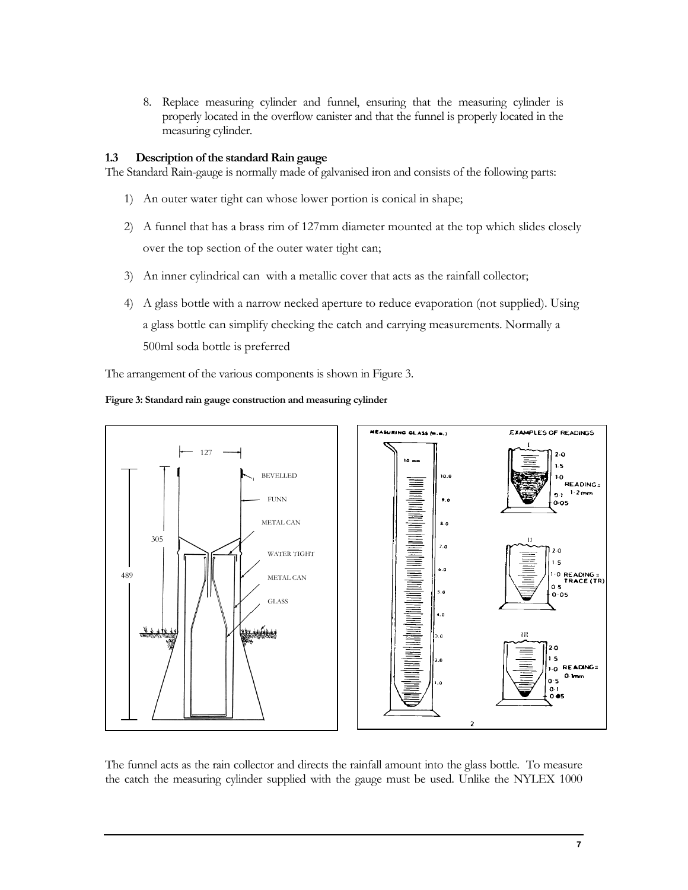8. Replace measuring cylinder and funnel, ensuring that the measuring cylinder is properly located in the overflow canister and that the funnel is properly located in the measuring cylinder.

### 1.3 Description of the standard Rain gauge

The Standard Rain-gauge is normally made of galvanised iron and consists of the following parts:

1) An outer water tight can whose lower portion is conical in shape;
2) A funnel that has a brass rim of 127mm diameter mounted at the top which slides closely over the top section of the outer water tight can;
3) An inner cylindrical can with a metallic cover that acts as the rainfall collector;
4) A glass bottle with a narrow necked aperture to reduce evaporation (not supplied). Using a glass bottle can simplify checking the catch and carrying measurements. Normally a 500ml soda bottle is preferred

The arrangement of the various components is shown in Figure 3.

**Figure 3: Standard rain gauge construction and measuring cylinder**

The funnel acts as the rain collector and directs the rainfall amount into the glass bottle. To measure the catch the measuring cylinder supplied with the gauge must be used. Unlike the NYLEX 1000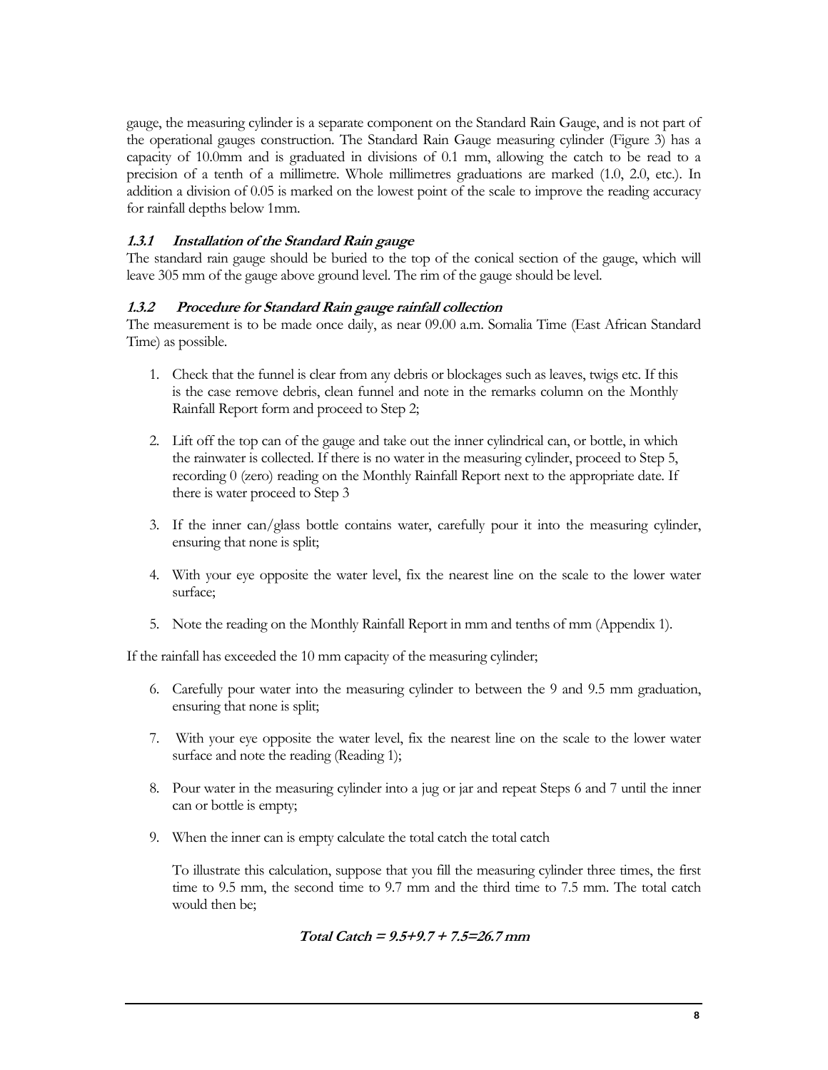gauge, the measuring cylinder is a separate component on the Standard Rain Gauge, and is not part of the operational gauges construction. The Standard Rain Gauge measuring cylinder (Figure 3) has a capacity of 10.0mm and is graduated in divisions of 0.1 mm, allowing the catch to be read to a precision of a tenth of a millimetre. Whole millimetres graduations are marked (1.0, 2.0, etc.). In addition a division of 0.05 is marked on the lowest point of the scale to improve the reading accuracy for rainfall depths below 1mm.

### *1.3.1 Installation of the Standard Rain gauge*

The standard rain gauge should be buried to the top of the conical section of the gauge, which will leave 305 mm of the gauge above ground level. The rim of the gauge should be level.

### *1.3.2 Procedure for Standard Rain gauge rainfall collection*

The measurement is to be made once daily, as near 09.00 a.m. Somalia Time (East African Standard Time) as possible.

1. Check that the funnel is clear from any debris or blockages such as leaves, twigs etc. If this is the case remove debris, clean funnel and note in the remarks column on the Monthly Rainfall Report form and proceed to Step 2;

2. Lift off the top can of the gauge and take out the inner cylindrical can, or bottle, in which the rainwater is collected. If there is no water in the measuring cylinder, proceed to Step 5, recording 0 (zero) reading on the Monthly Rainfall Report next to the appropriate date. If there is water proceed to Step 3

3. If the inner can/glass bottle contains water, carefully pour it into the measuring cylinder, ensuring that none is split;

4. With your eye opposite the water level, fix the nearest line on the scale to the lower water surface;

5. Note the reading on the Monthly Rainfall Report in mm and tenths of mm (Appendix 1).

If the rainfall has exceeded the 10 mm capacity of the measuring cylinder;

6. Carefully pour water into the measuring cylinder to between the 9 and 9.5 mm graduation, ensuring that none is split;

7. With your eye opposite the water level, fix the nearest line on the scale to the lower water surface and note the reading (Reading 1);

8. Pour water in the measuring cylinder into a jug or jar and repeat Steps 6 and 7 until the inner can or bottle is empty;

9. When the inner can is empty calculate the total catch the total catch

   To illustrate this calculation, suppose that you fill the measuring cylinder three times, the first time to 9.5 mm, the second time to 9.7 mm and the third time to 7.5 mm. The total catch would then be;

   ***Total Catch = 9.5+9.7 + 7.5=26.7 mm***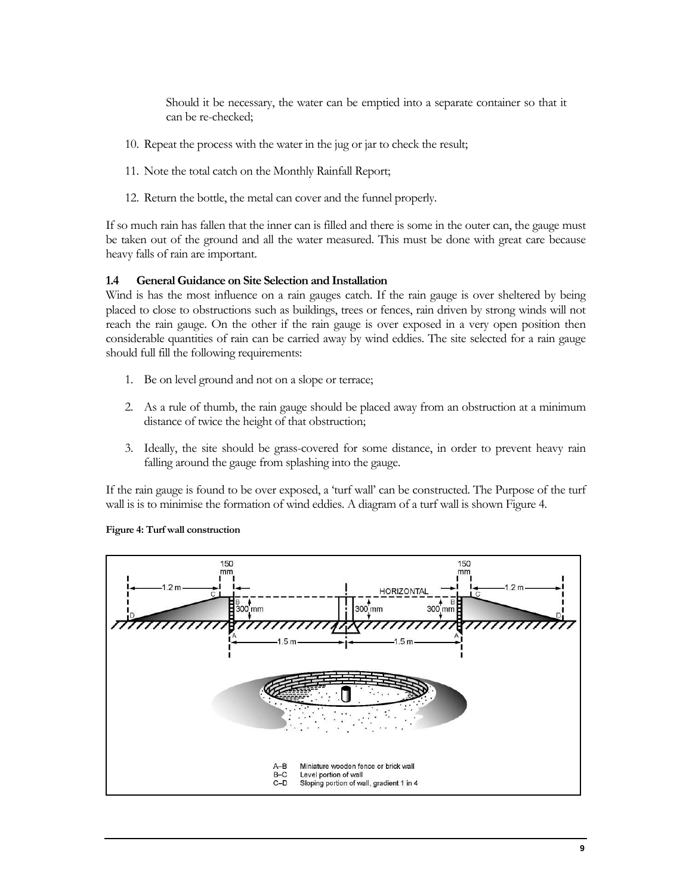Should it be necessary, the water can be emptied into a separate container so that it can be re-checked;

10. Repeat the process with the water in the jug or jar to check the result;

11. Note the total catch on the Monthly Rainfall Report;

12. Return the bottle, the metal can cover and the funnel properly.

If so much rain has fallen that the inner can is filled and there is some in the outer can, the gauge must be taken out of the ground and all the water measured. This must be done with great care because heavy falls of rain are important.

### 1.4 General Guidance on Site Selection and Installation

Wind is has the most influence on a rain gauges catch. If the rain gauge is over sheltered by being placed to close to obstructions such as buildings, trees or fences, rain driven by strong winds will not reach the rain gauge. On the other if the rain gauge is over exposed in a very open position then considerable quantities of rain can be carried away by wind eddies. The site selected for a rain gauge should full fill the following requirements:

1. Be on level ground and not on a slope or terrace;

2. As a rule of thumb, the rain gauge should be placed away from an obstruction at a minimum distance of twice the height of that obstruction;

3. Ideally, the site should be grass-covered for some distance, in order to prevent heavy rain falling around the gauge from splashing into the gauge.

If the rain gauge is found to be over exposed, a 'turf wall' can be constructed. The Purpose of the turf wall is is to minimise the formation of wind eddies. A diagram of a turf wall is shown Figure 4.

**Figure 4: Turf wall construction**

A–B Miniature wooden fence or brick wall
B–C Level portion of wall
C–D Sloping portion of wall, gradient 1 in 4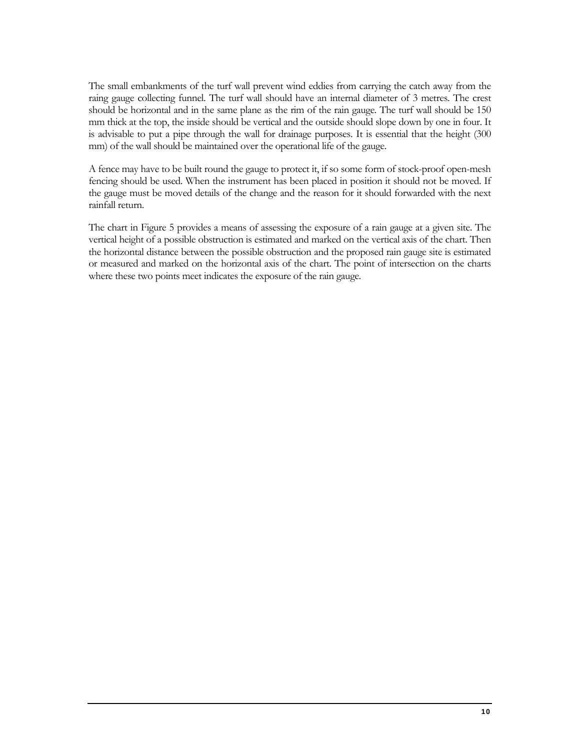The small embankments of the turf wall prevent wind eddies from carrying the catch away from the raing gauge collecting funnel. The turf wall should have an internal diameter of 3 metres. The crest should be horizontal and in the same plane as the rim of the rain gauge. The turf wall should be 150 mm thick at the top, the inside should be vertical and the outside should slope down by one in four. It is advisable to put a pipe through the wall for drainage purposes. It is essential that the height (300 mm) of the wall should be maintained over the operational life of the gauge.

A fence may have to be built round the gauge to protect it, if so some form of stock-proof open-mesh fencing should be used. When the instrument has been placed in position it should not be moved. If the gauge must be moved details of the change and the reason for it should forwarded with the next rainfall return.

The chart in Figure 5 provides a means of assessing the exposure of a rain gauge at a given site. The vertical height of a possible obstruction is estimated and marked on the vertical axis of the chart. Then the horizontal distance between the possible obstruction and the proposed rain gauge site is estimated or measured and marked on the horizontal axis of the chart. The point of intersection on the charts where these two points meet indicates the exposure of the rain gauge.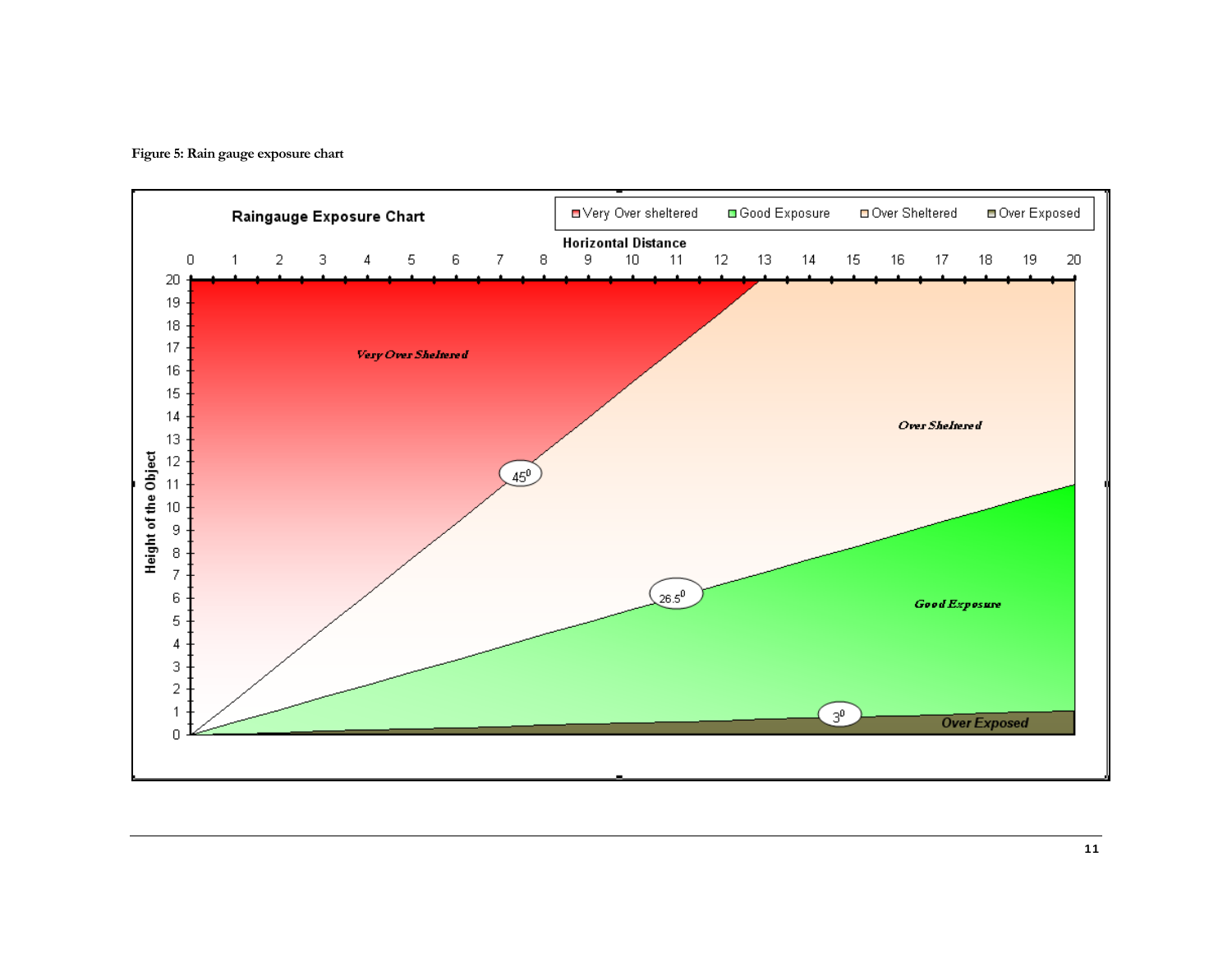Figure 5: Rain gauge exposure chart

**Raingauge Exposure Chart**

Legend: Very Over sheltered, Good Exposure, Over Sheltered, Over Exposed

Horizontal Distance (0–20); Height of the Object (0–20)

Regions: *Very Over Sheltered*, *Over Sheltered*, *Good Exposure*, *Over Exposed*

Angles: $45^0$, $26.5^0$, $3^0$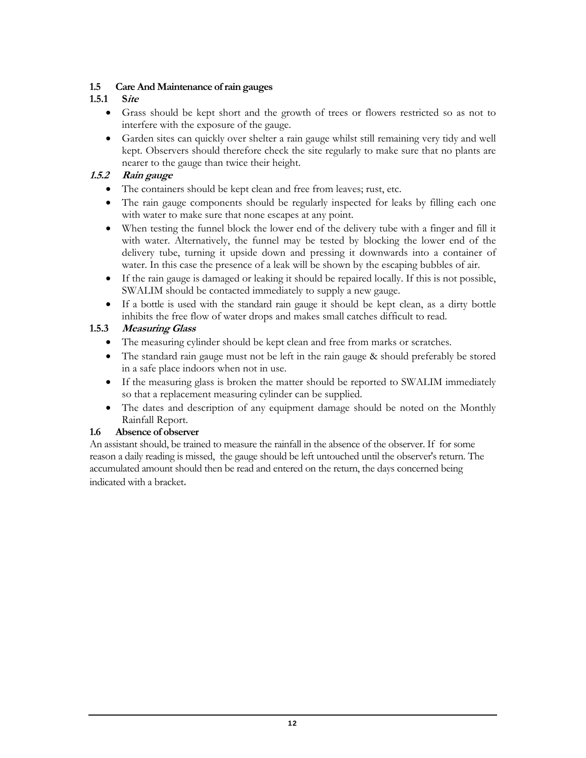## 1.5 Care And Maintenance of rain gauges

### 1.5.1 S*ite*

- Grass should be kept short and the growth of trees or flowers restricted so as not to interfere with the exposure of the gauge.
- Garden sites can quickly over shelter a rain gauge whilst still remaining very tidy and well kept. Observers should therefore check the site regularly to make sure that no plants are nearer to the gauge than twice their height.

### *1.5.2 Rain gauge*

- The containers should be kept clean and free from leaves; rust, etc.
- The rain gauge components should be regularly inspected for leaks by filling each one with water to make sure that none escapes at any point.
- When testing the funnel block the lower end of the delivery tube with a finger and fill it with water. Alternatively, the funnel may be tested by blocking the lower end of the delivery tube, turning it upside down and pressing it downwards into a container of water. In this case the presence of a leak will be shown by the escaping bubbles of air.
- If the rain gauge is damaged or leaking it should be repaired locally. If this is not possible, SWALIM should be contacted immediately to supply a new gauge.
- If a bottle is used with the standard rain gauge it should be kept clean, as a dirty bottle inhibits the free flow of water drops and makes small catches difficult to read.

### 1.5.3 *Measuring Glass*

- The measuring cylinder should be kept clean and free from marks or scratches.
- The standard rain gauge must not be left in the rain gauge & should preferably be stored in a safe place indoors when not in use.
- If the measuring glass is broken the matter should be reported to SWALIM immediately so that a replacement measuring cylinder can be supplied.
- The dates and description of any equipment damage should be noted on the Monthly Rainfall Report.

## 1.6 Absence of observer

An assistant should, be trained to measure the rainfall in the absence of the observer. If for some reason a daily reading is missed, the gauge should be left untouched until the observer's return. The accumulated amount should then be read and entered on the return, the days concerned being indicated with a bracket.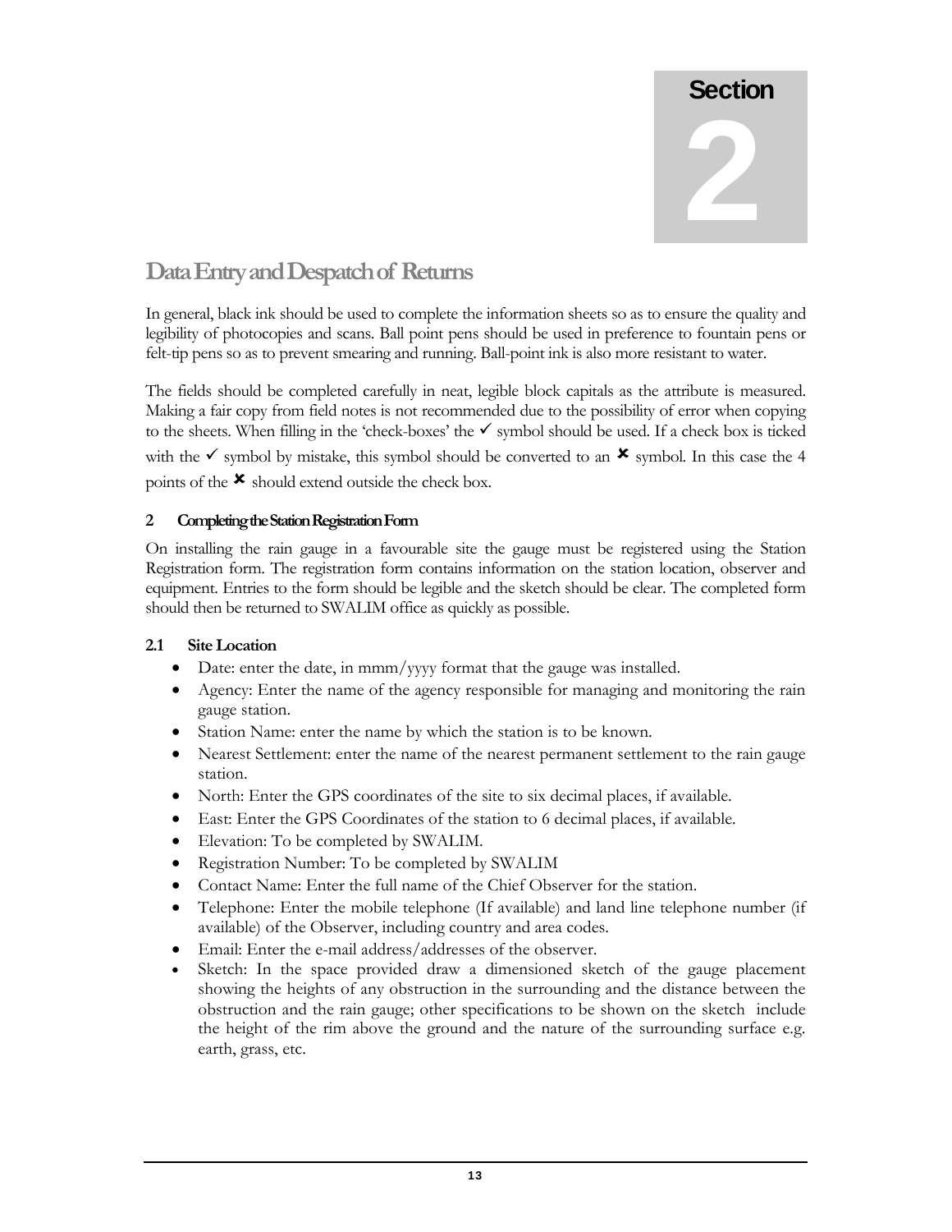# Section 2

## Data Entry and Despatch of Returns

In general, black ink should be used to complete the information sheets so as to ensure the quality and legibility of photocopies and scans. Ball point pens should be used in preference to fountain pens or felt-tip pens so as to prevent smearing and running. Ball-point ink is also more resistant to water.

The fields should be completed carefully in neat, legible block capitals as the attribute is measured. Making a fair copy from field notes is not recommended due to the possibility of error when copying to the sheets. When filling in the 'check-boxes' the ✓ symbol should be used. If a check box is ticked with the ✓ symbol by mistake, this symbol should be converted to an ✖ symbol. In this case the 4 points of the ✖ should extend outside the check box.

### 2 Completing the Station Registration Form

On installing the rain gauge in a favourable site the gauge must be registered using the Station Registration form. The registration form contains information on the station location, observer and equipment. Entries to the form should be legible and the sketch should be clear. The completed form should then be returned to SWALIM office as quickly as possible.

#### 2.1 Site Location

- Date: enter the date, in mmm/yyyy format that the gauge was installed.
- Agency: Enter the name of the agency responsible for managing and monitoring the rain gauge station.
- Station Name: enter the name by which the station is to be known.
- Nearest Settlement: enter the name of the nearest permanent settlement to the rain gauge station.
- North: Enter the GPS coordinates of the site to six decimal places, if available.
- East: Enter the GPS Coordinates of the station to 6 decimal places, if available.
- Elevation: To be completed by SWALIM.
- Registration Number: To be completed by SWALIM
- Contact Name: Enter the full name of the Chief Observer for the station.
- Telephone: Enter the mobile telephone (If available) and land line telephone number (if available) of the Observer, including country and area codes.
- Email: Enter the e-mail address/addresses of the observer.
- Sketch: In the space provided draw a dimensioned sketch of the gauge placement showing the heights of any obstruction in the surrounding and the distance between the obstruction and the rain gauge; other specifications to be shown on the sketch include the height of the rim above the ground and the nature of the surrounding surface e.g. earth, grass, etc.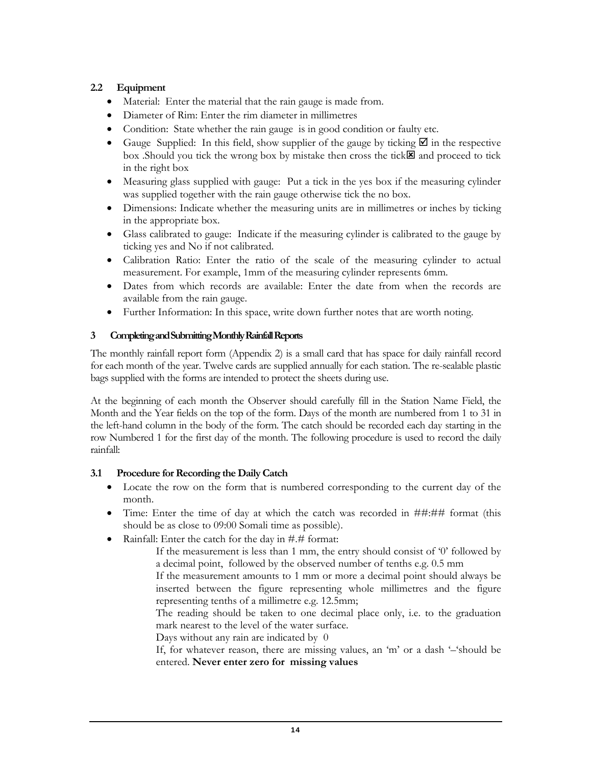### 2.2 Equipment

- Material: Enter the material that the rain gauge is made from.
- Diameter of Rim: Enter the rim diameter in millimetres
- Condition: State whether the rain gauge is in good condition or faulty etc.
- Gauge Supplied: In this field, show supplier of the gauge by ticking ☑ in the respective box .Should you tick the wrong box by mistake then cross the tick☒ and proceed to tick in the right box
- Measuring glass supplied with gauge: Put a tick in the yes box if the measuring cylinder was supplied together with the rain gauge otherwise tick the no box.
- Dimensions: Indicate whether the measuring units are in millimetres or inches by ticking in the appropriate box.
- Glass calibrated to gauge: Indicate if the measuring cylinder is calibrated to the gauge by ticking yes and No if not calibrated.
- Calibration Ratio: Enter the ratio of the scale of the measuring cylinder to actual measurement. For example, 1mm of the measuring cylinder represents 6mm.
- Dates from which records are available: Enter the date from when the records are available from the rain gauge.
- Further Information: In this space, write down further notes that are worth noting.

## 3 Completing and Submitting Monthly Rainfall Reports

The monthly rainfall report form (Appendix 2) is a small card that has space for daily rainfall record for each month of the year. Twelve cards are supplied annually for each station. The re-sealable plastic bags supplied with the forms are intended to protect the sheets during use.

At the beginning of each month the Observer should carefully fill in the Station Name Field, the Month and the Year fields on the top of the form. Days of the month are numbered from 1 to 31 in the left-hand column in the body of the form. The catch should be recorded each day starting in the row Numbered 1 for the first day of the month. The following procedure is used to record the daily rainfall:

### 3.1 Procedure for Recording the Daily Catch

- Locate the row on the form that is numbered corresponding to the current day of the month.
- Time: Enter the time of day at which the catch was recorded in ##:## format (this should be as close to 09:00 Somali time as possible).
- Rainfall: Enter the catch for the day in #.# format:

  If the measurement is less than 1 mm, the entry should consist of '0' followed by a decimal point, followed by the observed number of tenths e.g. 0.5 mm

  If the measurement amounts to 1 mm or more a decimal point should always be inserted between the figure representing whole millimetres and the figure representing tenths of a millimetre e.g. 12.5mm;

  The reading should be taken to one decimal place only, i.e. to the graduation mark nearest to the level of the water surface.

  Days without any rain are indicated by 0

  If, for whatever reason, there are missing values, an 'm' or a dash '–'should be entered. **Never enter zero for missing values**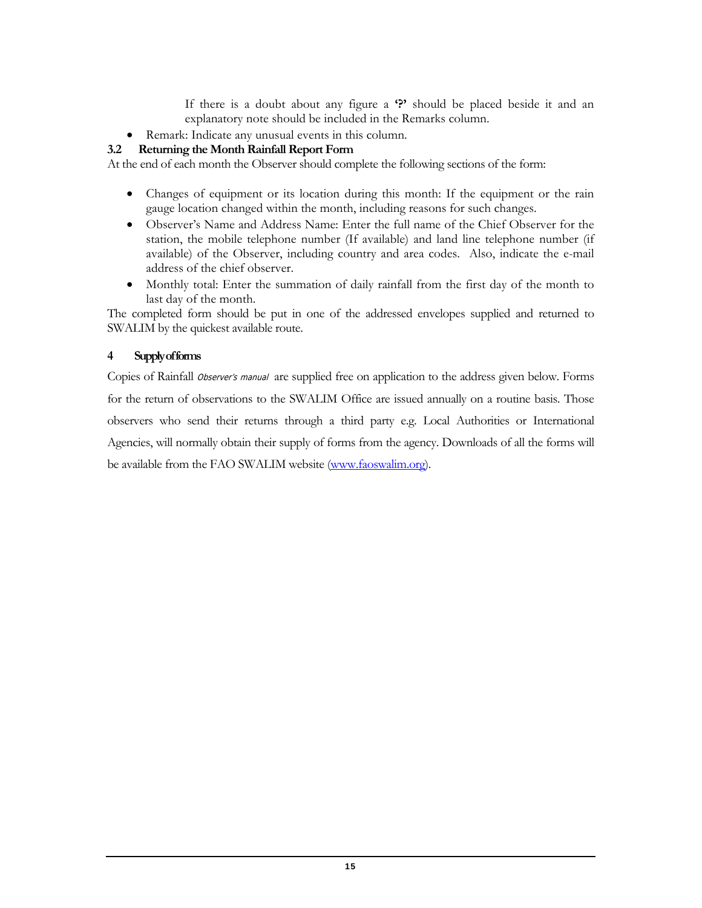If there is a doubt about any figure a **'?'** should be placed beside it and an explanatory note should be included in the Remarks column.

- Remark: Indicate any unusual events in this column.

### 3.2 Returning the Month Rainfall Report Form

At the end of each month the Observer should complete the following sections of the form:

- Changes of equipment or its location during this month: If the equipment or the rain gauge location changed within the month, including reasons for such changes.
- Observer's Name and Address Name: Enter the full name of the Chief Observer for the station, the mobile telephone number (If available) and land line telephone number (if available) of the Observer, including country and area codes. Also, indicate the e-mail address of the chief observer.
- Monthly total: Enter the summation of daily rainfall from the first day of the month to last day of the month.

The completed form should be put in one of the addressed envelopes supplied and returned to SWALIM by the quickest available route.

## 4 Supply of forms

Copies of Rainfall *Observer's manual* are supplied free on application to the address given below. Forms for the return of observations to the SWALIM Office are issued annually on a routine basis. Those observers who send their returns through a third party e.g. Local Authorities or International Agencies, will normally obtain their supply of forms from the agency. Downloads of all the forms will be available from the FAO SWALIM website (www.faoswalim.org).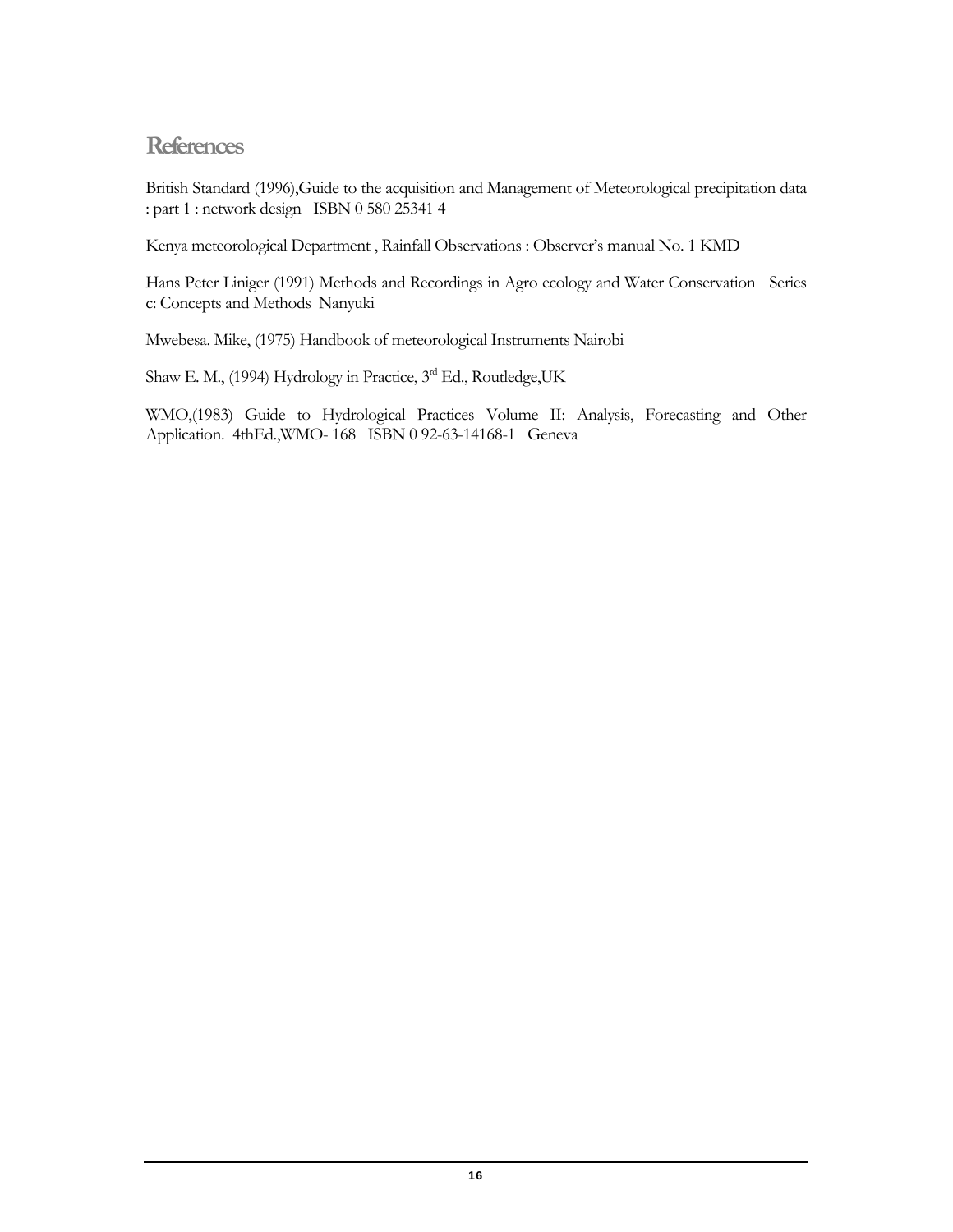# References

British Standard (1996),Guide to the acquisition and Management of Meteorological precipitation data : part 1 : network design ISBN 0 580 25341 4

Kenya meteorological Department , Rainfall Observations : Observer's manual No. 1 KMD

Hans Peter Liniger (1991) Methods and Recordings in Agro ecology and Water Conservation Series c: Concepts and Methods Nanyuki

Mwebesa. Mike, (1975) Handbook of meteorological Instruments Nairobi

Shaw E. M., (1994) Hydrology in Practice, 3rd Ed., Routledge,UK

WMO,(1983) Guide to Hydrological Practices Volume II: Analysis, Forecasting and Other Application. 4thEd.,WMO- 168 ISBN 0 92-63-14168-1 Geneva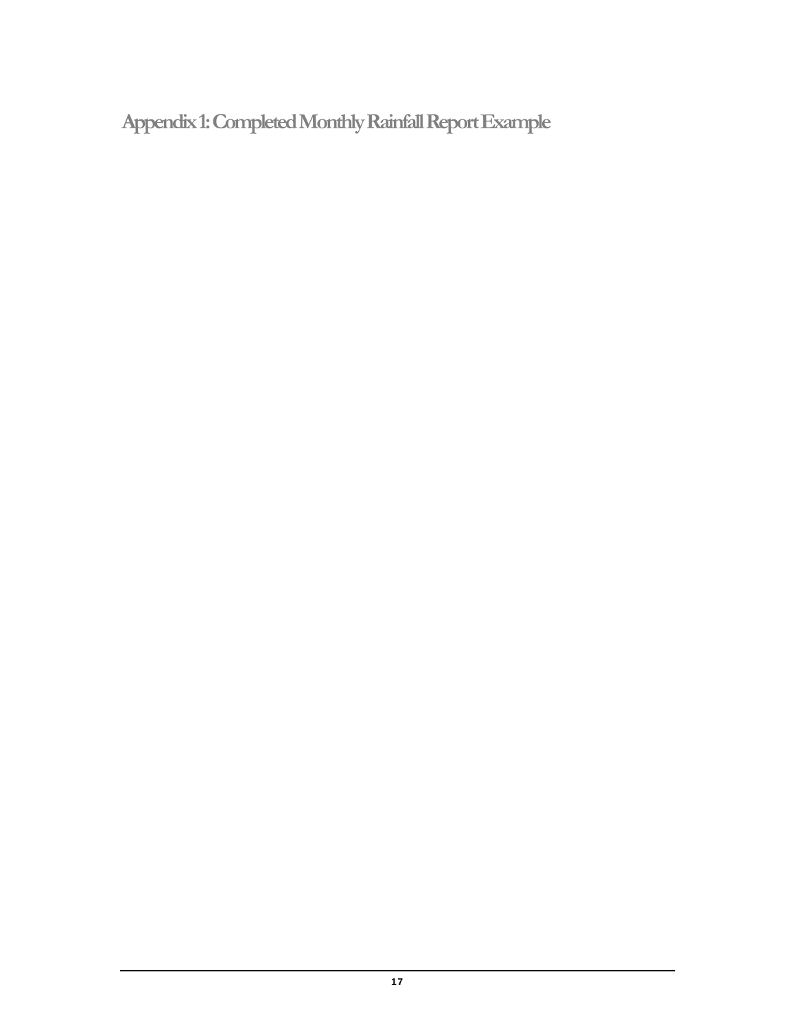# Appendix 1: Completed Monthly Rainfall Report Example